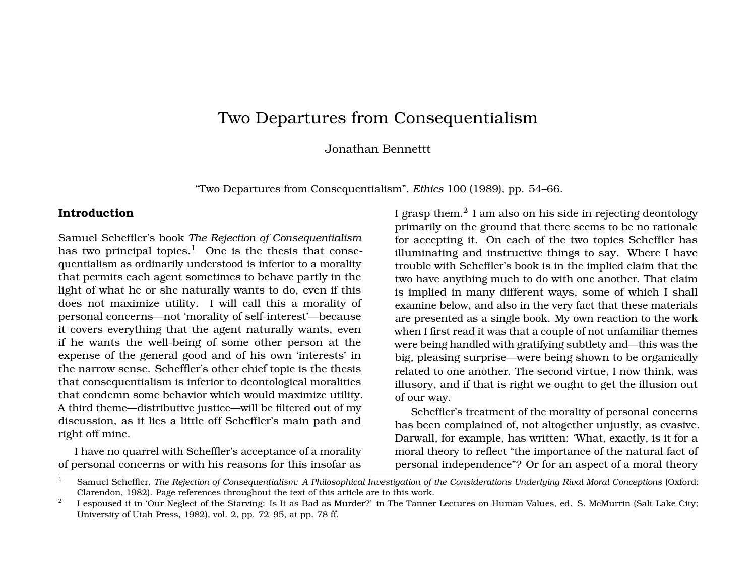# Two Departures from Consequentialism

Jonathan Bennettt

"Two Departures from Consequentialism", *Ethics* 100 (1989), pp. 54–66.

## Introduction

Samuel Scheffler's book *The Rejection of Consequentialism* has two principal topics.[1] One is the thesis that consequentialism as ordinarily understood is inferior to a morality that permits each agent sometimes to behave partly in the light of what he or she naturally wants to do, even if this does not maximize utility. I will call this a morality of personal concerns—not 'morality of self-interest'—because it covers everything that the agent naturally wants, even if he wants the well-being of some other person at the expense of the general good and of his own 'interests' in the narrow sense. Scheffler's other chief topic is the thesis that consequentialism is inferior to deontological moralities that condemn some behavior which would maximize utility. A third theme—distributive justice—will be filtered out of my discussion, as it lies a little off Scheffler's main path and right off mine.

I have no quarrel with Scheffler's acceptance of a morality of personal concerns or with his reasons for this insofar as I grasp them.[2] I am also on his side in rejecting deontology primarily on the ground that there seems to be no rationale for accepting it. On each of the two topics Scheffler has illuminating and instructive things to say. Where I have trouble with Scheffler's book is in the implied claim that the two have anything much to do with one another. That claim is implied in many different ways, some of which I shall examine below, and also in the very fact that these materials are presented as a single book. My own reaction to the work when I first read it was that a couple of not unfamiliar themes were being handled with gratifying subtlety and—this was the big, pleasing surprise—were being shown to be organically related to one another. The second virtue, I now think, was illusory, and if that is right we ought to get the illusion out of our way.

Scheffler's treatment of the morality of personal concerns has been complained of, not altogether unjustly, as evasive. Darwall, for example, has written: 'What, exactly, is it for a moral theory to reflect "the importance of the natural fact of personal independence"? Or for an aspect of a moral theory

[1] Samuel Scheffler, *The Rejection of Consequentialism: A Philosophical Investigation of the Considerations Underlying Rival Moral Conceptions* (Oxford: Clarendon, 1982). Page references throughout the text of this article are to this work.

[2] I espoused it in 'Our Neglect of the Starving: Is It as Bad as Murder?' in The Tanner Lectures on Human Values, ed. S. McMurrin (Salt Lake City; University of Utah Press, 1982), vol. 2, pp. 72–95, at pp. 78 ff.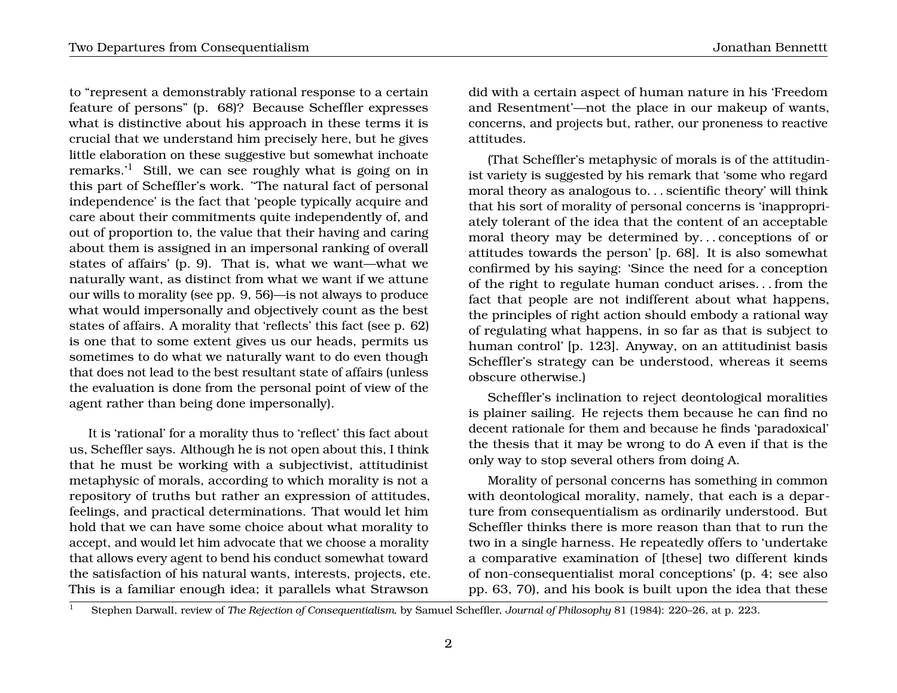to "represent a demonstrably rational response to a certain feature of persons" (p. 68)? Because Scheffler expresses what is distinctive about his approach in these terms it is crucial that we understand him precisely here, but he gives little elaboration on these suggestive but somewhat inchoate remarks.'[1] Still, we can see roughly what is going on in this part of Scheffler's work. "The natural fact of personal independence' is the fact that 'people typically acquire and care about their commitments quite independently of, and out of proportion to, the value that their having and caring about them is assigned in an impersonal ranking of overall states of affairs' (p. 9). That is, what we want—what we naturally want, as distinct from what we want if we attune our wills to morality (see pp. 9, 56)—is not always to produce what would impersonally and objectively count as the best states of affairs. A morality that 'reflects' this fact (see p. 62) is one that to some extent gives us our heads, permits us sometimes to do what we naturally want to do even though that does not lead to the best resultant state of affairs (unless the evaluation is done from the personal point of view of the agent rather than being done impersonally).

It is 'rational' for a morality thus to 'reflect' this fact about us, Scheffler says. Although he is not open about this, I think that he must be working with a subjectivist, attitudinist metaphysic of morals, according to which morality is not a repository of truths but rather an expression of attitudes, feelings, and practical determinations. That would let him hold that we can have some choice about what morality to accept, and would let him advocate that we choose a morality that allows every agent to bend his conduct somewhat toward the satisfaction of his natural wants, interests, projects, ete. This is a familiar enough idea; it parallels what Strawson did with a certain aspect of human nature in his 'Freedom and Resentment'—not the place in our makeup of wants, concerns, and projects but, rather, our proneness to reactive attitudes.

(That Scheffler's metaphysic of morals is of the attitudinist variety is suggested by his remark that 'some who regard moral theory as analogous to. . . scientific theory' will think that his sort of morality of personal concerns is 'inappropriately tolerant of the idea that the content of an acceptable moral theory may be determined by. . . conceptions of or attitudes towards the person' [p. 68]. It is also somewhat confirmed by his saying: 'Since the need for a conception of the right to regulate human conduct arises. . . from the fact that people are not indifferent about what happens, the principles of right action should embody a rational way of regulating what happens, in so far as that is subject to human control' [p. 123]. Anyway, on an attitudinist basis Scheffler's strategy can be understood, whereas it seems obscure otherwise.)

Scheffler's inclination to reject deontological moralities is plainer sailing. He rejects them because he can find no decent rationale for them and because he finds 'paradoxical' the thesis that it may be wrong to do A even if that is the only way to stop several others from doing A.

Morality of personal concerns has something in common with deontological morality, namely, that each is a departure from consequentialism as ordinarily understood. But Scheffler thinks there is more reason than that to run the two in a single harness. He repeatedly offers to 'undertake a comparative examination of [these] two different kinds of non-consequentialist moral conceptions' (p. 4; see also pp. 63, 70), and his book is built upon the idea that these

[1] Stephen Darwall, review of *The Rejection of Consequentialism*, by Samuel Scheffler, *Journal of Philosophy* 81 (1984): 220–26, at p. 223.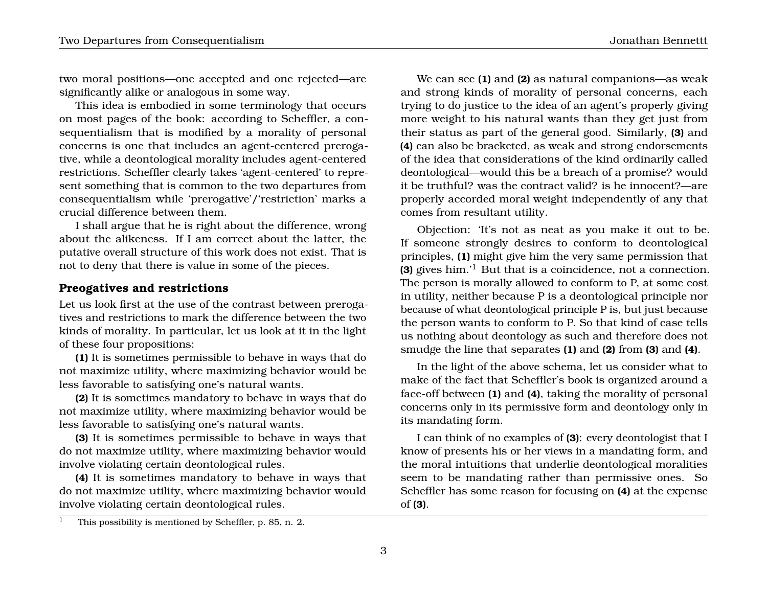two moral positions—one accepted and one rejected—are significantly alike or analogous in some way.

This idea is embodied in some terminology that occurs on most pages of the book: according to Scheffler, a consequentialism that is modified by a morality of personal concerns is one that includes an agent-centered prerogative, while a deontological morality includes agent-centered restrictions. Scheffler clearly takes 'agent-centered' to represent something that is common to the two departures from consequentialism while 'prerogative'/'restriction' marks a crucial difference between them.

I shall argue that he is right about the difference, wrong about the alikeness. If I am correct about the latter, the putative overall structure of this work does not exist. That is not to deny that there is value in some of the pieces.

### Preogatives and restrictions

Let us look first at the use of the contrast between prerogatives and restrictions to mark the difference between the two kinds of morality. In particular, let us look at it in the light of these four propositions:

**(1)** It is sometimes permissible to behave in ways that do not maximize utility, where maximizing behavior would be less favorable to satisfying one's natural wants.

**(2)** It is sometimes mandatory to behave in ways that do not maximize utility, where maximizing behavior would be less favorable to satisfying one's natural wants.

**(3)** It is sometimes permissible to behave in ways that do not maximize utility, where maximizing behavior would involve violating certain deontological rules.

**(4)** It is sometimes mandatory to behave in ways that do not maximize utility, where maximizing behavior would involve violating certain deontological rules.

We can see **(1)** and **(2)** as natural companions—as weak and strong kinds of morality of personal concerns, each trying to do justice to the idea of an agent's properly giving more weight to his natural wants than they get just from their status as part of the general good. Similarly, **(3)** and **(4)** can also be bracketed, as weak and strong endorsements of the idea that considerations of the kind ordinarily called deontological—would this be a breach of a promise? would it be truthful? was the contract valid? is he innocent?—are properly accorded moral weight independently of any that comes from resultant utility.

Objection: 'It's not as neat as you make it out to be. If someone strongly desires to conform to deontological principles, **(1)** might give him the very same permission that **(3)** gives him.'[1] But that is a coincidence, not a connection. The person is morally allowed to conform to P, at some cost in utility, neither because P is a deontological principle nor because of what deontological principle P is, but just because the person wants to conform to P. So that kind of case tells us nothing about deontology as such and therefore does not smudge the line that separates **(1)** and **(2)** from **(3)** and **(4)**.

In the light of the above schema, let us consider what to make of the fact that Scheffler's book is organized around a face-off between **(1)** and **(4)**, taking the morality of personal concerns only in its permissive form and deontology only in its mandating form.

I can think of no examples of **(3)**: every deontologist that I know of presents his or her views in a mandating form, and the moral intuitions that underlie deontological moralities seem to be mandating rather than permissive ones. So Scheffler has some reason for focusing on **(4)** at the expense of **(3)**.

[1] This possibility is mentioned by Scheffler, p. 85, n. 2.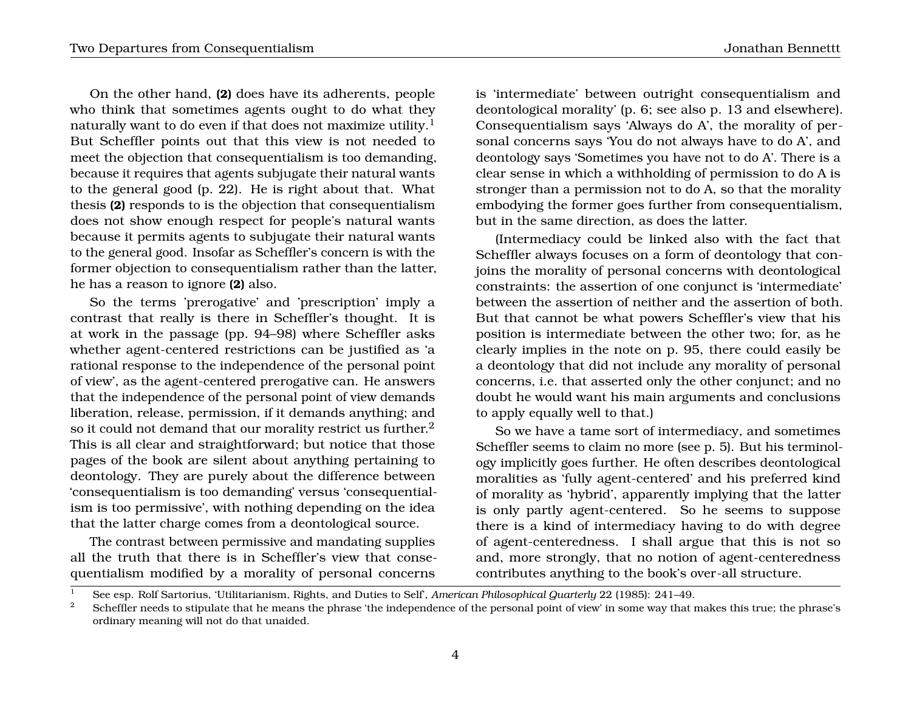On the other hand, **(2)** does have its adherents, people who think that sometimes agents ought to do what they naturally want to do even if that does not maximize utility.[1] But Scheffler points out that this view is not needed to meet the objection that consequentialism is too demanding, because it requires that agents subjugate their natural wants to the general good (p. 22). He is right about that. What thesis **(2)** responds to is the objection that consequentialism does not show enough respect for people's natural wants because it permits agents to subjugate their natural wants to the general good. Insofar as Scheffler's concern is with the former objection to consequentialism rather than the latter, he has a reason to ignore **(2)** also.

So the terms 'prerogative' and 'prescription' imply a contrast that really is there in Scheffler's thought. It is at work in the passage (pp. 94–98) where Scheffler asks whether agent-centered restrictions can be justified as 'a rational response to the independence of the personal point of view', as the agent-centered prerogative can. He answers that the independence of the personal point of view demands liberation, release, permission, if it demands anything; and so it could not demand that our morality restrict us further.[2] This is all clear and straightforward; but notice that those pages of the book are silent about anything pertaining to deontology. They are purely about the difference between 'consequentialism is too demanding' versus 'consequentialism is too permissive', with nothing depending on the idea that the latter charge comes from a deontological source.

The contrast between permissive and mandating supplies all the truth that there is in Scheffler's view that consequentialism modified by a morality of personal concerns is 'intermediate' between outright consequentialism and deontological morality' (p. 6; see also p. 13 and elsewhere). Consequentialism says 'Always do A', the morality of personal concerns says 'You do not always have to do A', and deontology says 'Sometimes you have not to do A'. There is a clear sense in which a withholding of permission to do A is stronger than a permission not to do A, so that the morality embodying the former goes further from consequentialism, but in the same direction, as does the latter.

(Intermediacy could be linked also with the fact that Scheffler always focuses on a form of deontology that conjoins the morality of personal concerns with deontological constraints: the assertion of one conjunct is 'intermediate' between the assertion of neither and the assertion of both. But that cannot be what powers Scheffler's view that his position is intermediate between the other two; for, as he clearly implies in the note on p. 95, there could easily be a deontology that did not include any morality of personal concerns, i.e. that asserted only the other conjunct; and no doubt he would want his main arguments and conclusions to apply equally well to that.)

So we have a tame sort of intermediacy, and sometimes Scheffler seems to claim no more (see p. 5). But his terminology implicitly goes further. He often describes deontological moralities as 'fully agent-centered' and his preferred kind of morality as 'hybrid', apparently implying that the latter is only partly agent-centered. So he seems to suppose there is a kind of intermediacy having to do with degree of agent-centeredness. I shall argue that this is not so and, more strongly, that no notion of agent-centeredness contributes anything to the book's over-all structure.

---

[1] See esp. Rolf Sartorius, 'Utilitarianism, Rights, and Duties to Self', *American Philosophical Quarterly* 22 (1985): 241–49.

[2] Scheffler needs to stipulate that he means the phrase 'the independence of the personal point of view' in some way that makes this true; the phrase's ordinary meaning will not do that unaided.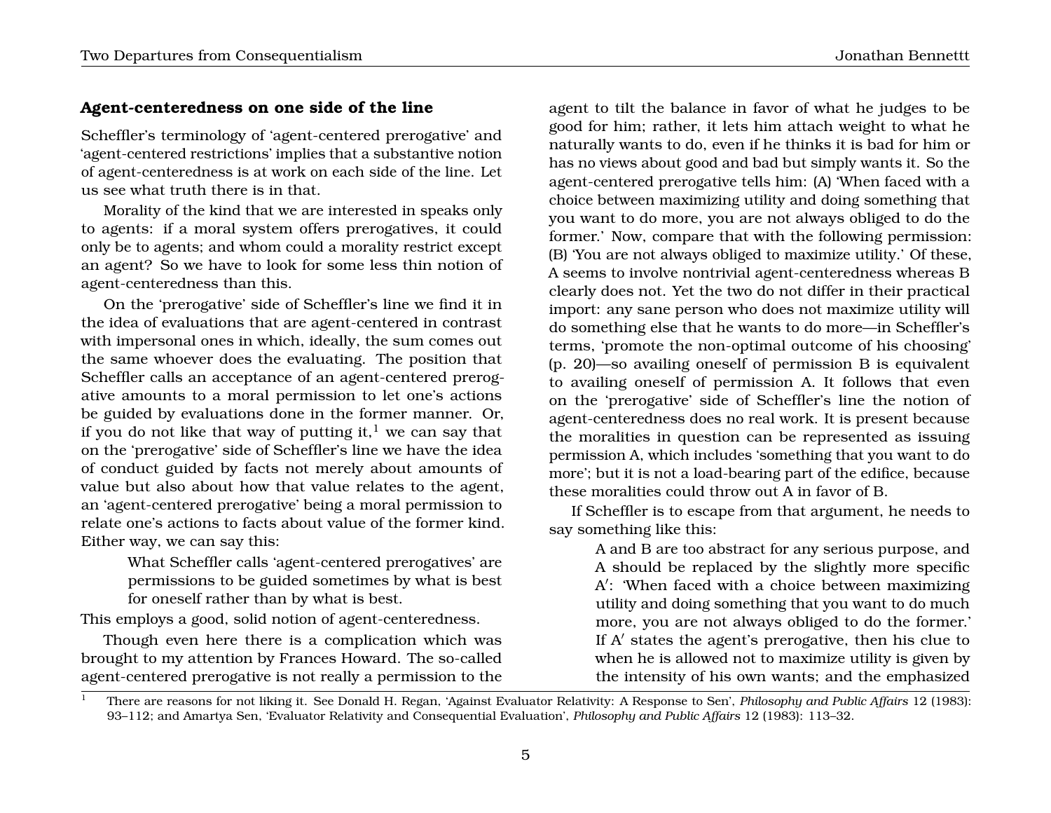### Agent-centeredness on one side of the line

Scheffler's terminology of 'agent-centered prerogative' and 'agent-centered restrictions' implies that a substantive notion of agent-centeredness is at work on each side of the line. Let us see what truth there is in that.

Morality of the kind that we are interested in speaks only to agents: if a moral system offers prerogatives, it could only be to agents; and whom could a morality restrict except an agent? So we have to look for some less thin notion of agent-centeredness than this.

On the 'prerogative' side of Scheffler's line we find it in the idea of evaluations that are agent-centered in contrast with impersonal ones in which, ideally, the sum comes out the same whoever does the evaluating. The position that Scheffler calls an acceptance of an agent-centered prerogative amounts to a moral permission to let one's actions be guided by evaluations done in the former manner. Or, if you do not like that way of putting it,[1] we can say that on the 'prerogative' side of Scheffler's line we have the idea of conduct guided by facts not merely about amounts of value but also about how that value relates to the agent, an 'agent-centered prerogative' being a moral permission to relate one's actions to facts about value of the former kind. Either way, we can say this:

> What Scheffler calls 'agent-centered prerogatives' are permissions to be guided sometimes by what is best for oneself rather than by what is best.

This employs a good, solid notion of agent-centeredness.

Though even here there is a complication which was brought to my attention by Frances Howard. The so-called agent-centered prerogative is not really a permission to the agent to tilt the balance in favor of what he judges to be good for him; rather, it lets him attach weight to what he naturally wants to do, even if he thinks it is bad for him or has no views about good and bad but simply wants it. So the agent-centered prerogative tells him: (A) 'When faced with a choice between maximizing utility and doing something that you want to do more, you are not always obliged to do the former.' Now, compare that with the following permission: (B) 'You are not always obliged to maximize utility.' Of these, A seems to involve nontrivial agent-centeredness whereas B clearly does not. Yet the two do not differ in their practical import: any sane person who does not maximize utility will do something else that he wants to do more—in Scheffler's terms, 'promote the non-optimal outcome of his choosing' (p. 20)—so availing oneself of permission B is equivalent to availing oneself of permission A. It follows that even on the 'prerogative' side of Scheffler's line the notion of agent-centeredness does no real work. It is present because the moralities in question can be represented as issuing permission A, which includes 'something that you want to do more'; but it is not a load-bearing part of the edifice, because these moralities could throw out A in favor of B.

If Scheffler is to escape from that argument, he needs to say something like this:

> A and B are too abstract for any serious purpose, and A should be replaced by the slightly more specific A′: 'When faced with a choice between maximizing utility and doing something that you want to do much more, you are not always obliged to do the former.' If A′ states the agent's prerogative, then his clue to when he is allowed not to maximize utility is given by the intensity of his own wants; and the emphasized

[1] There are reasons for not liking it. See Donald H. Regan, 'Against Evaluator Relativity: A Response to Sen', *Philosophy and Public Affairs* 12 (1983): 93–112; and Amartya Sen, 'Evaluator Relativity and Consequential Evaluation', *Philosophy and Public Affairs* 12 (1983): 113–32.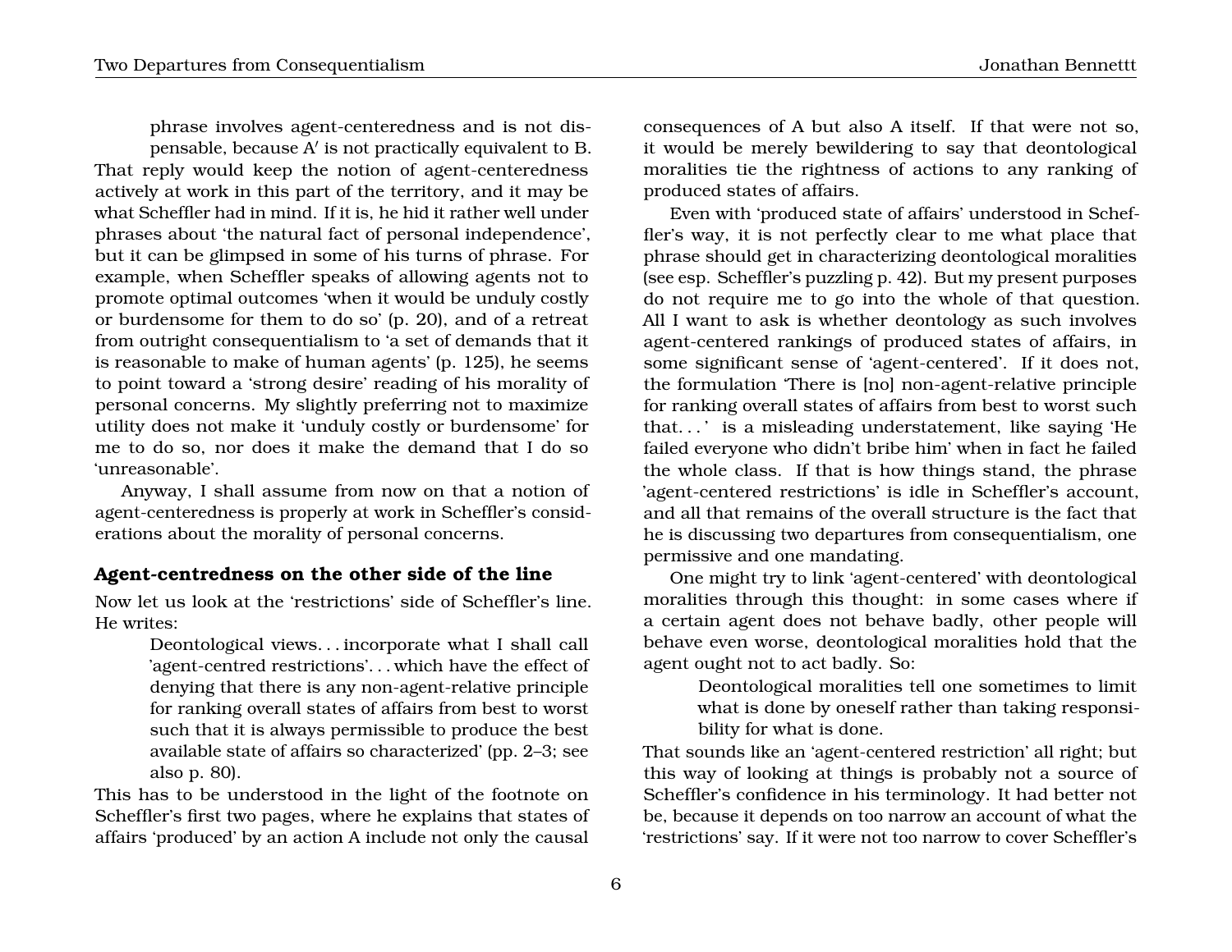> phrase involves agent-centeredness and is not dispensable, because A′ is not practically equivalent to B.

That reply would keep the notion of agent-centeredness actively at work in this part of the territory, and it may be what Scheffler had in mind. If it is, he hid it rather well under phrases about 'the natural fact of personal independence', but it can be glimpsed in some of his turns of phrase. For example, when Scheffler speaks of allowing agents not to promote optimal outcomes 'when it would be unduly costly or burdensome for them to do so' (p. 20), and of a retreat from outright consequentialism to 'a set of demands that it is reasonable to make of human agents' (p. 125), he seems to point toward a 'strong desire' reading of his morality of personal concerns. My slightly preferring not to maximize utility does not make it 'unduly costly or burdensome' for me to do so, nor does it make the demand that I do so 'unreasonable'.

Anyway, I shall assume from now on that a notion of agent-centeredness is properly at work in Scheffler's considerations about the morality of personal concerns.

## Agent-centredness on the other side of the line

Now let us look at the 'restrictions' side of Scheffler's line. He writes:

> Deontological views. . . incorporate what I shall call 'agent-centred restrictions'. . . which have the effect of denying that there is any non-agent-relative principle for ranking overall states of affairs from best to worst such that it is always permissible to produce the best available state of affairs so characterized' (pp. 2–3; see also p. 80).

This has to be understood in the light of the footnote on Scheffler's first two pages, where he explains that states of affairs 'produced' by an action A include not only the causal consequences of A but also A itself. If that were not so, it would be merely bewildering to say that deontological moralities tie the rightness of actions to any ranking of produced states of affairs.

Even with 'produced state of affairs' understood in Scheffler's way, it is not perfectly clear to me what place that phrase should get in characterizing deontological moralities (see esp. Scheffler's puzzling p. 42). But my present purposes do not require me to go into the whole of that question. All I want to ask is whether deontology as such involves agent-centered rankings of produced states of affairs, in some significant sense of 'agent-centered'. If it does not, the formulation 'There is [no] non-agent-relative principle for ranking overall states of affairs from best to worst such that. . . ' is a misleading understatement, like saying 'He failed everyone who didn't bribe him' when in fact he failed the whole class. If that is how things stand, the phrase 'agent-centered restrictions' is idle in Scheffler's account, and all that remains of the overall structure is the fact that he is discussing two departures from consequentialism, one permissive and one mandating.

One might try to link 'agent-centered' with deontological moralities through this thought: in some cases where if a certain agent does not behave badly, other people will behave even worse, deontological moralities hold that the agent ought not to act badly. So:

> Deontological moralities tell one sometimes to limit what is done by oneself rather than taking responsibility for what is done.

That sounds like an 'agent-centered restriction' all right; but this way of looking at things is probably not a source of Scheffler's confidence in his terminology. It had better not be, because it depends on too narrow an account of what the 'restrictions' say. If it were not too narrow to cover Scheffler's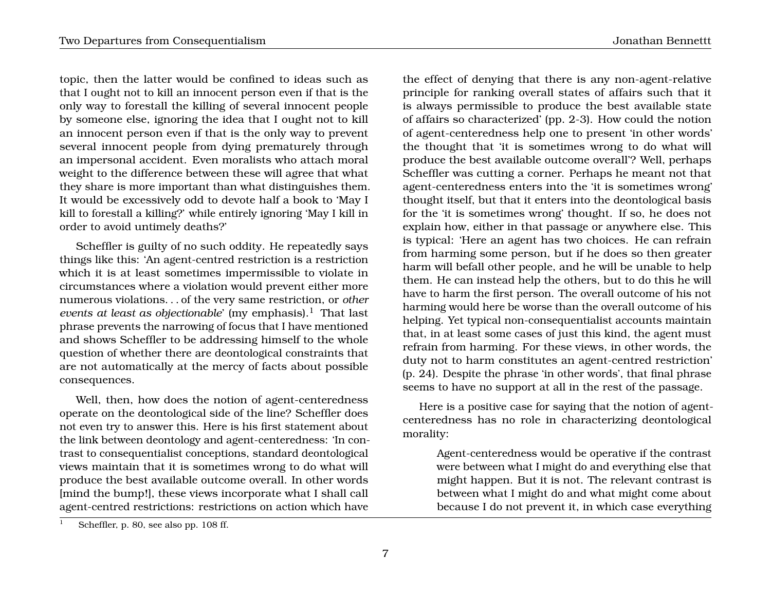topic, then the latter would be confined to ideas such as that I ought not to kill an innocent person even if that is the only way to forestall the killing of several innocent people by someone else, ignoring the idea that I ought not to kill an innocent person even if that is the only way to prevent several innocent people from dying prematurely through an impersonal accident. Even moralists who attach moral weight to the difference between these will agree that what they share is more important than what distinguishes them. It would be excessively odd to devote half a book to 'May I kill to forestall a killing?' while entirely ignoring 'May I kill in order to avoid untimely deaths?'

Scheffler is guilty of no such oddity. He repeatedly says things like this: 'An agent-centred restriction is a restriction which it is at least sometimes impermissible to violate in circumstances where a violation would prevent either more numerous violations. . . of the very same restriction, or *other events at least as objectionable*' (my emphasis).[1] That last phrase prevents the narrowing of focus that I have mentioned and shows Scheffler to be addressing himself to the whole question of whether there are deontological constraints that are not automatically at the mercy of facts about possible consequences.

Well, then, how does the notion of agent-centeredness operate on the deontological side of the line? Scheffler does not even try to answer this. Here is his first statement about the link between deontology and agent-centeredness: 'In contrast to consequentialist conceptions, standard deontological views maintain that it is sometimes wrong to do what will produce the best available outcome overall. In other words [mind the bump!], these views incorporate what I shall call agent-centred restrictions: restrictions on action which have the effect of denying that there is any non-agent-relative principle for ranking overall states of affairs such that it is always permissible to produce the best available state of affairs so characterized' (pp. 2-3). How could the notion of agent-centeredness help one to present 'in other words' the thought that 'it is sometimes wrong to do what will produce the best available outcome overall'? Well, perhaps Scheffler was cutting a corner. Perhaps he meant not that agent-centeredness enters into the 'it is sometimes wrong' thought itself, but that it enters into the deontological basis for the 'it is sometimes wrong' thought. If so, he does not explain how, either in that passage or anywhere else. This is typical: 'Here an agent has two choices. He can refrain from harming some person, but if he does so then greater harm will befall other people, and he will be unable to help them. He can instead help the others, but to do this he will have to harm the first person. The overall outcome of his not harming would here be worse than the overall outcome of his helping. Yet typical non-consequentialist accounts maintain that, in at least some cases of just this kind, the agent must refrain from harming. For these views, in other words, the duty not to harm constitutes an agent-centred restriction' (p. 24). Despite the phrase 'in other words', that final phrase seems to have no support at all in the rest of the passage.

Here is a positive case for saying that the notion of agent-centeredness has no role in characterizing deontological morality:

> Agent-centeredness would be operative if the contrast were between what I might do and everything else that might happen. But it is not. The relevant contrast is between what I might do and what might come about because I do not prevent it, in which case everything

[1] Scheffler, p. 80, see also pp. 108 ff.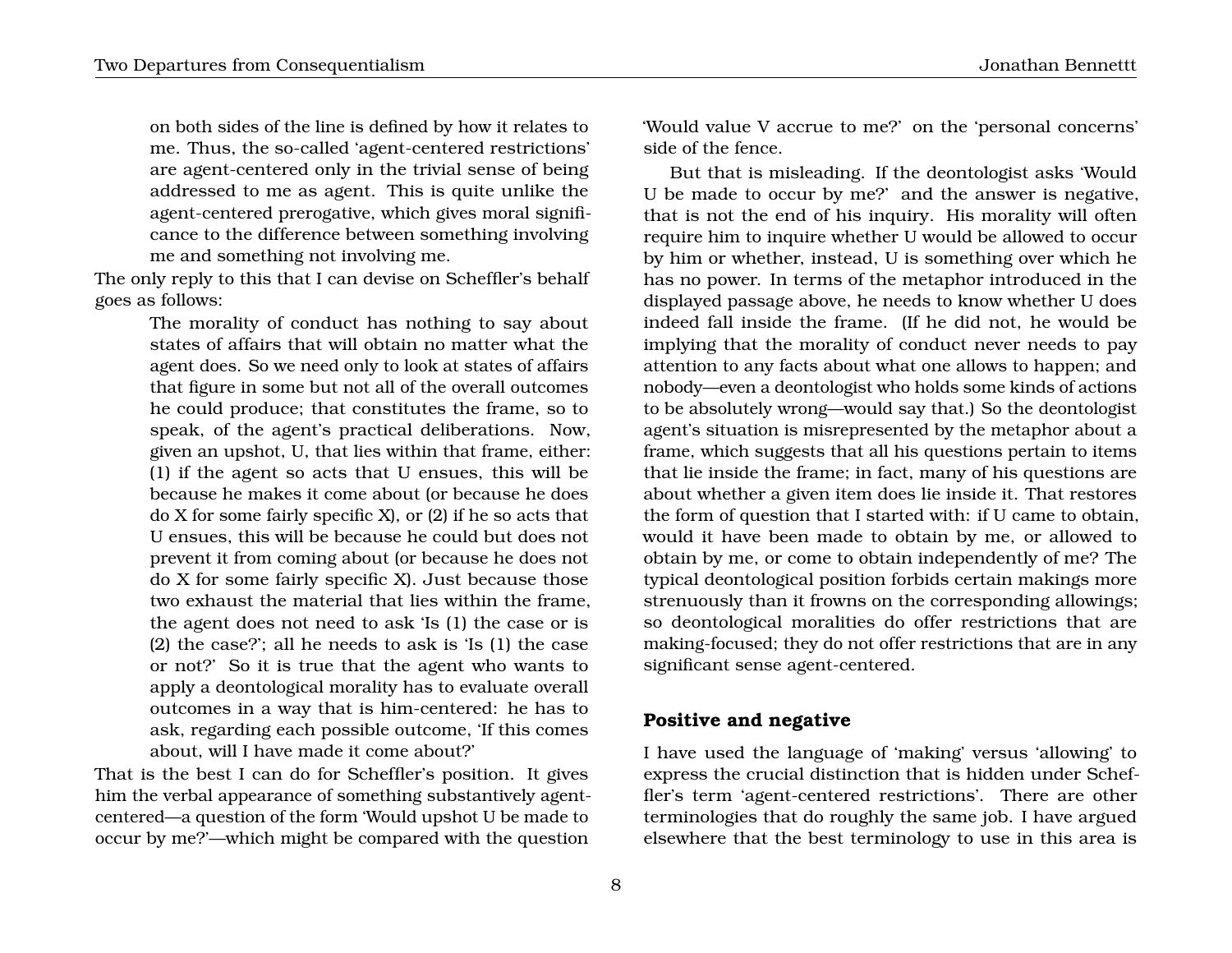> on both sides of the line is defined by how it relates to me. Thus, the so-called 'agent-centered restrictions' are agent-centered only in the trivial sense of being addressed to me as agent. This is quite unlike the agent-centered prerogative, which gives moral significance to the difference between something involving me and something not involving me.

The only reply to this that I can devise on Scheffler's behalf goes as follows:

> The morality of conduct has nothing to say about states of affairs that will obtain no matter what the agent does. So we need only to look at states of affairs that figure in some but not all of the overall outcomes he could produce; that constitutes the frame, so to speak, of the agent's practical deliberations. Now, given an upshot, U, that lies within that frame, either: (1) if the agent so acts that U ensues, this will be because he makes it come about (or because he does do X for some fairly specific X), or (2) if he so acts that U ensues, this will be because he could but does not prevent it from coming about (or because he does not do X for some fairly specific X). Just because those two exhaust the material that lies within the frame, the agent does not need to ask 'Is (1) the case or is (2) the case?'; all he needs to ask is 'Is (1) the case or not?' So it is true that the agent who wants to apply a deontological morality has to evaluate overall outcomes in a way that is him-centered: he has to ask, regarding each possible outcome, 'If this comes about, will I have made it come about?'

That is the best I can do for Scheffler's position. It gives him the verbal appearance of something substantively agent-centered—a question of the form 'Would upshot U be made to occur by me?'—which might be compared with the question 'Would value V accrue to me?' on the 'personal concerns' side of the fence.

But that is misleading. If the deontologist asks 'Would U be made to occur by me?' and the answer is negative, that is not the end of his inquiry. His morality will often require him to inquire whether U would be allowed to occur by him or whether, instead, U is something over which he has no power. In terms of the metaphor introduced in the displayed passage above, he needs to know whether U does indeed fall inside the frame. (If he did not, he would be implying that the morality of conduct never needs to pay attention to any facts about what one allows to happen; and nobody—even a deontologist who holds some kinds of actions to be absolutely wrong—would say that.) So the deontologist agent's situation is misrepresented by the metaphor about a frame, which suggests that all his questions pertain to items that lie inside the frame; in fact, many of his questions are about whether a given item does lie inside it. That restores the form of question that I started with: if U came to obtain, would it have been made to obtain by me, or allowed to obtain by me, or come to obtain independently of me? The typical deontological position forbids certain makings more strenuously than it frowns on the corresponding allowings; so deontological moralities do offer restrictions that are making-focused; they do not offer restrictions that are in any significant sense agent-centered.

### Positive and negative

I have used the language of 'making' versus 'allowing' to express the crucial distinction that is hidden under Scheffler's term 'agent-centered restrictions'. There are other terminologies that do roughly the same job. I have argued elsewhere that the best terminology to use in this area is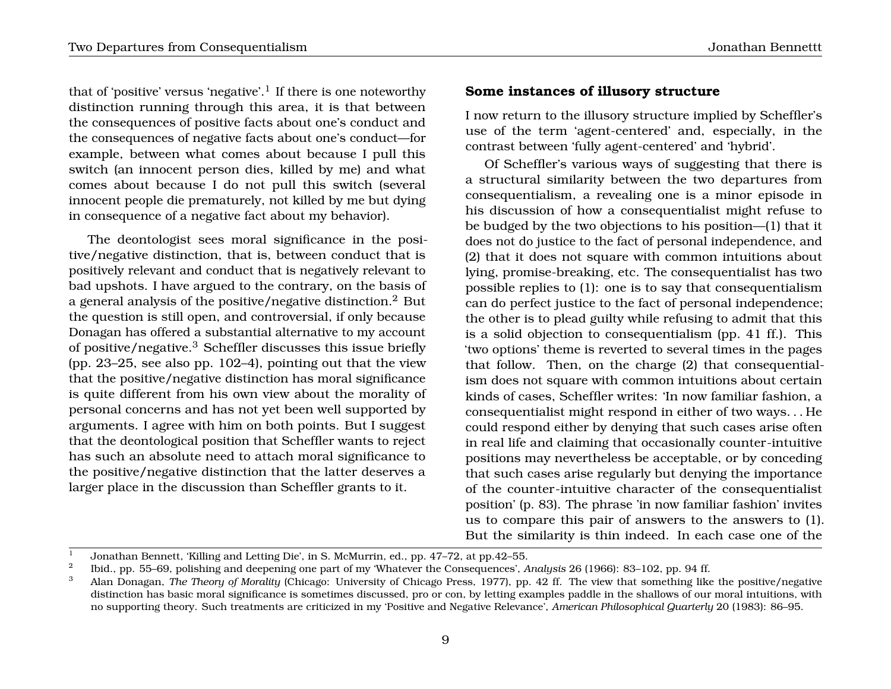that of 'positive' versus 'negative'.[1] If there is one noteworthy distinction running through this area, it is that between the consequences of positive facts about one's conduct and the consequences of negative facts about one's conduct—for example, between what comes about because I pull this switch (an innocent person dies, killed by me) and what comes about because I do not pull this switch (several innocent people die prematurely, not killed by me but dying in consequence of a negative fact about my behavior).

The deontologist sees moral significance in the positive/negative distinction, that is, between conduct that is positively relevant and conduct that is negatively relevant to bad upshots. I have argued to the contrary, on the basis of a general analysis of the positive/negative distinction.[2] But the question is still open, and controversial, if only because Donagan has offered a substantial alternative to my account of positive/negative.[3] Scheffler discusses this issue briefly (pp. 23–25, see also pp. 102–4), pointing out that the view that the positive/negative distinction has moral significance is quite different from his own view about the morality of personal concerns and has not yet been well supported by arguments. I agree with him on both points. But I suggest that the deontological position that Scheffler wants to reject has such an absolute need to attach moral significance to the positive/negative distinction that the latter deserves a larger place in the discussion than Scheffler grants to it.

### Some instances of illusory structure

I now return to the illusory structure implied by Scheffler's use of the term 'agent-centered' and, especially, in the contrast between 'fully agent-centered' and 'hybrid'.

Of Scheffler's various ways of suggesting that there is a structural similarity between the two departures from consequentialism, a revealing one is a minor episode in his discussion of how a consequentialist might refuse to be budged by the two objections to his position—(1) that it does not do justice to the fact of personal independence, and (2) that it does not square with common intuitions about lying, promise-breaking, etc. The consequentialist has two possible replies to (1): one is to say that consequentialism can do perfect justice to the fact of personal independence; the other is to plead guilty while refusing to admit that this is a solid objection to consequentialism (pp. 41 ff.). This 'two options' theme is reverted to several times in the pages that follow. Then, on the charge (2) that consequentialism does not square with common intuitions about certain kinds of cases, Scheffler writes: 'In now familiar fashion, a consequentialist might respond in either of two ways. . . He could respond either by denying that such cases arise often in real life and claiming that occasionally counter-intuitive positions may nevertheless be acceptable, or by conceding that such cases arise regularly but denying the importance of the counter-intuitive character of the consequentialist position' (p. 83). The phrase 'in now familiar fashion' invites us to compare this pair of answers to the answers to (1). But the similarity is thin indeed. In each case one of the

---

[1] Jonathan Bennett, 'Killing and Letting Die', in S. McMurrin, ed., pp. 47–72, at pp.42–55.

[2] Ibid., pp. 55–69, polishing and deepening one part of my 'Whatever the Consequences', *Analysis* 26 (1966): 83–102, pp. 94 ff.

[3] Alan Donagan, *The Theory of Morality* (Chicago: University of Chicago Press, 1977), pp. 42 ff. The view that something like the positive/negative distinction has basic moral significance is sometimes discussed, pro or con, by letting examples paddle in the shallows of our moral intuitions, with no supporting theory. Such treatments are criticized in my 'Positive and Negative Relevance', *American Philosophical Quarterly* 20 (1983): 86–95.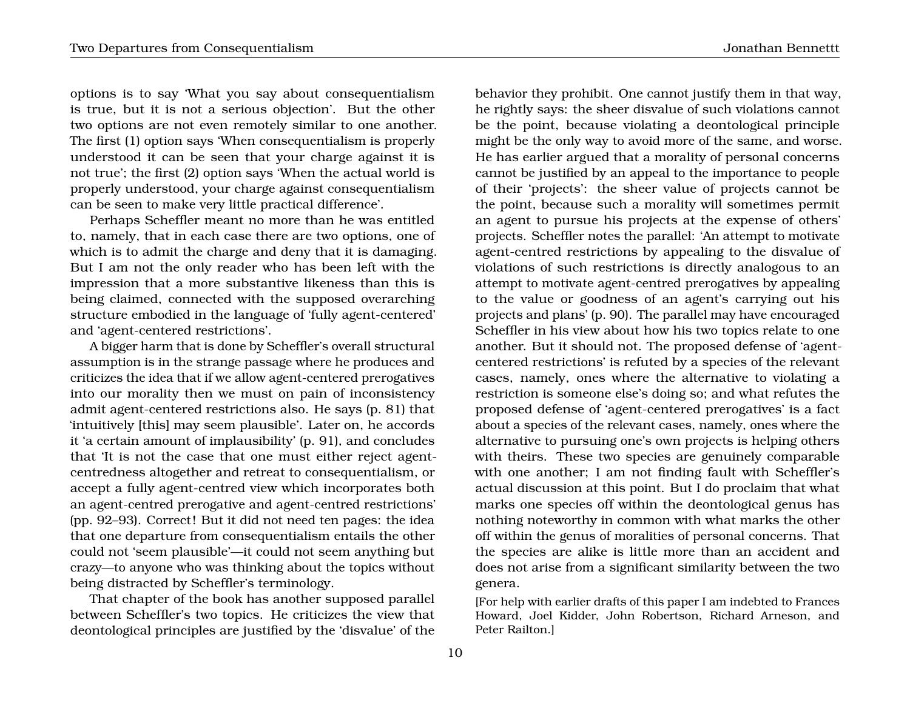options is to say 'What you say about consequentialism is true, but it is not a serious objection'. But the other two options are not even remotely similar to one another. The first (1) option says 'When consequentialism is properly understood it can be seen that your charge against it is not true'; the first (2) option says 'When the actual world is properly understood, your charge against consequentialism can be seen to make very little practical difference'.

Perhaps Scheffler meant no more than he was entitled to, namely, that in each case there are two options, one of which is to admit the charge and deny that it is damaging. But I am not the only reader who has been left with the impression that a more substantive likeness than this is being claimed, connected with the supposed overarching structure embodied in the language of 'fully agent-centered' and 'agent-centered restrictions'.

A bigger harm that is done by Scheffler's overall structural assumption is in the strange passage where he produces and criticizes the idea that if we allow agent-centered prerogatives into our morality then we must on pain of inconsistency admit agent-centered restrictions also. He says (p. 81) that 'intuitively [this] may seem plausible'. Later on, he accords it 'a certain amount of implausibility' (p. 91), and concludes that 'It is not the case that one must either reject agent-centredness altogether and retreat to consequentialism, or accept a fully agent-centred view which incorporates both an agent-centred prerogative and agent-centred restrictions' (pp. 92–93). Correct! But it did not need ten pages: the idea that one departure from consequentialism entails the other could not 'seem plausible'—it could not seem anything but crazy—to anyone who was thinking about the topics without being distracted by Scheffler's terminology.

That chapter of the book has another supposed parallel between Scheffler's two topics. He criticizes the view that deontological principles are justified by the 'disvalue' of the behavior they prohibit. One cannot justify them in that way, he rightly says: the sheer disvalue of such violations cannot be the point, because violating a deontological principle might be the only way to avoid more of the same, and worse. He has earlier argued that a morality of personal concerns cannot be justified by an appeal to the importance to people of their 'projects': the sheer value of projects cannot be the point, because such a morality will sometimes permit an agent to pursue his projects at the expense of others' projects. Scheffler notes the parallel: 'An attempt to motivate agent-centred restrictions by appealing to the disvalue of violations of such restrictions is directly analogous to an attempt to motivate agent-centred prerogatives by appealing to the value or goodness of an agent's carrying out his projects and plans' (p. 90). The parallel may have encouraged Scheffler in his view about how his two topics relate to one another. But it should not. The proposed defense of 'agent-centered restrictions' is refuted by a species of the relevant cases, namely, ones where the alternative to violating a restriction is someone else's doing so; and what refutes the proposed defense of 'agent-centered prerogatives' is a fact about a species of the relevant cases, namely, ones where the alternative to pursuing one's own projects is helping others with theirs. These two species are genuinely comparable with one another; I am not finding fault with Scheffler's actual discussion at this point. But I do proclaim that what marks one species off within the deontological genus has nothing noteworthy in common with what marks the other off within the genus of moralities of personal concerns. That the species are alike is little more than an accident and does not arise from a significant similarity between the two genera.

[For help with earlier drafts of this paper I am indebted to Frances Howard, Joel Kidder, John Robertson, Richard Arneson, and Peter Railton.]